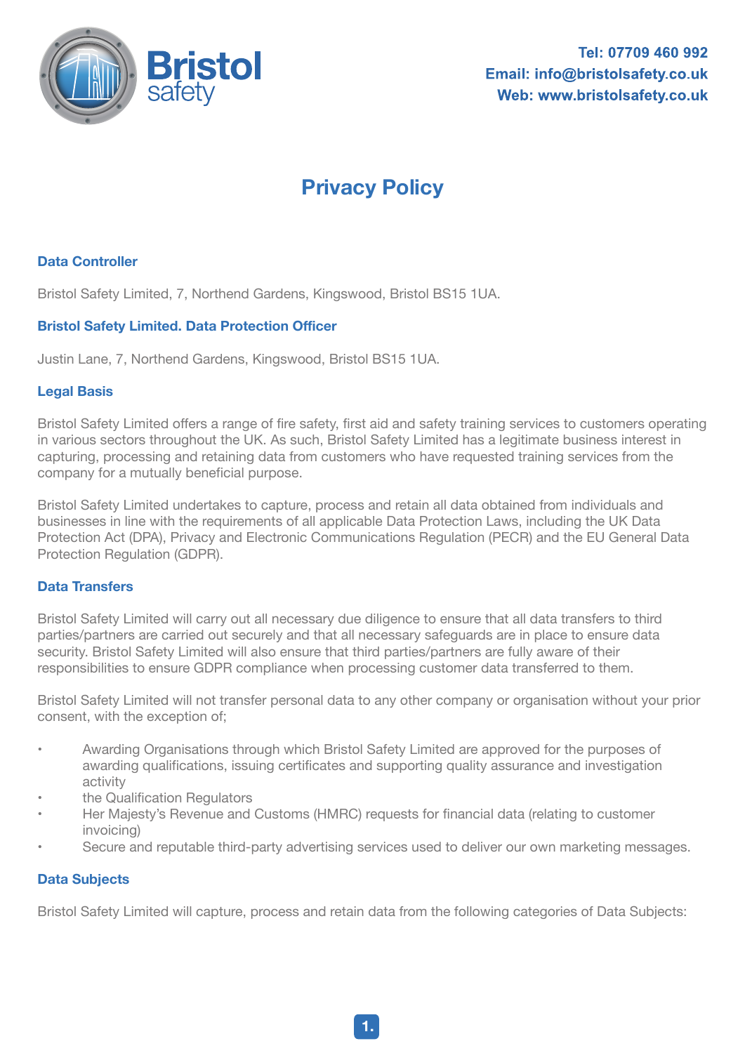Tel: 07709 460 992
Email: info@bristolsafety.co.uk
Web: www.bristolsafety.co.uk

# Privacy Policy

### Data Controller

Bristol Safety Limited, 7, Northend Gardens, Kingswood, Bristol BS15 1UA.

### Bristol Safety Limited. Data Protection Officer

Justin Lane, 7, Northend Gardens, Kingswood, Bristol BS15 1UA.

### Legal Basis

Bristol Safety Limited offers a range of fire safety, first aid and safety training services to customers operating in various sectors throughout the UK. As such, Bristol Safety Limited has a legitimate business interest in capturing, processing and retaining data from customers who have requested training services from the company for a mutually beneficial purpose.

Bristol Safety Limited undertakes to capture, process and retain all data obtained from individuals and businesses in line with the requirements of all applicable Data Protection Laws, including the UK Data Protection Act (DPA), Privacy and Electronic Communications Regulation (PECR) and the EU General Data Protection Regulation (GDPR).

### Data Transfers

Bristol Safety Limited will carry out all necessary due diligence to ensure that all data transfers to third parties/partners are carried out securely and that all necessary safeguards are in place to ensure data security. Bristol Safety Limited will also ensure that third parties/partners are fully aware of their responsibilities to ensure GDPR compliance when processing customer data transferred to them.

Bristol Safety Limited will not transfer personal data to any other company or organisation without your prior consent, with the exception of;

- Awarding Organisations through which Bristol Safety Limited are approved for the purposes of awarding qualifications, issuing certificates and supporting quality assurance and investigation activity
- the Qualification Regulators
- Her Majesty's Revenue and Customs (HMRC) requests for financial data (relating to customer invoicing)
- Secure and reputable third-party advertising services used to deliver our own marketing messages.

### Data Subjects

Bristol Safety Limited will capture, process and retain data from the following categories of Data Subjects: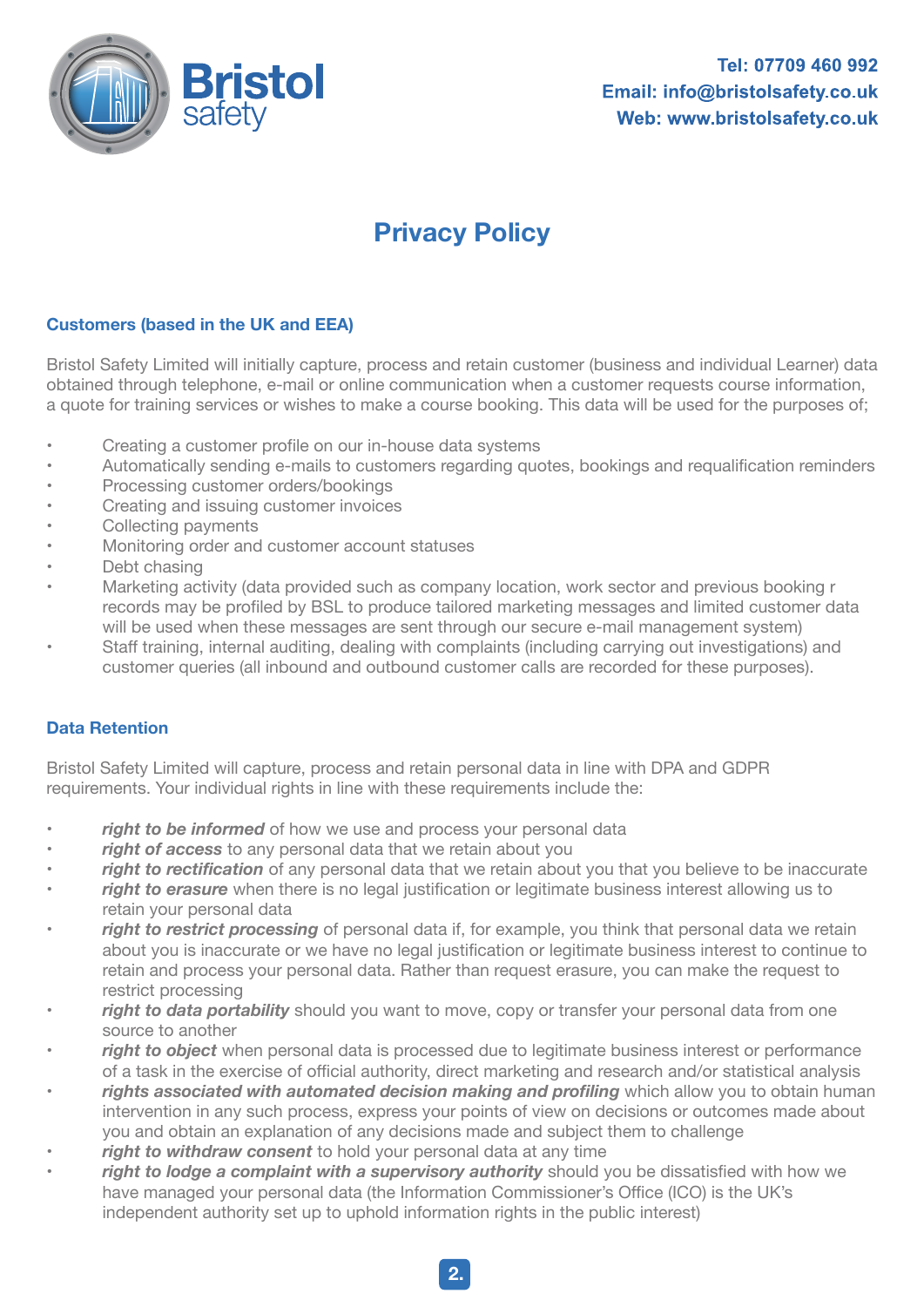# Privacy Policy

## Customers (based in the UK and EEA)

Bristol Safety Limited will initially capture, process and retain customer (business and individual Learner) data obtained through telephone, e-mail or online communication when a customer requests course information, a quote for training services or wishes to make a course booking. This data will be used for the purposes of;

- Creating a customer profile on our in-house data systems
- Automatically sending e-mails to customers regarding quotes, bookings and requalification reminders
- Processing customer orders/bookings
- Creating and issuing customer invoices
- Collecting payments
- Monitoring order and customer account statuses
- Debt chasing
- Marketing activity (data provided such as company location, work sector and previous booking r records may be profiled by BSL to produce tailored marketing messages and limited customer data will be used when these messages are sent through our secure e-mail management system)
- Staff training, internal auditing, dealing with complaints (including carrying out investigations) and customer queries (all inbound and outbound customer calls are recorded for these purposes).

## Data Retention

Bristol Safety Limited will capture, process and retain personal data in line with DPA and GDPR requirements. Your individual rights in line with these requirements include the:

- ***right to be informed*** of how we use and process your personal data
- ***right of access*** to any personal data that we retain about you
- ***right to rectification*** of any personal data that we retain about you that you believe to be inaccurate
- ***right to erasure*** when there is no legal justification or legitimate business interest allowing us to retain your personal data
- ***right to restrict processing*** of personal data if, for example, you think that personal data we retain about you is inaccurate or we have no legal justification or legitimate business interest to continue to retain and process your personal data. Rather than request erasure, you can make the request to restrict processing
- ***right to data portability*** should you want to move, copy or transfer your personal data from one source to another
- ***right to object*** when personal data is processed due to legitimate business interest or performance of a task in the exercise of official authority, direct marketing and research and/or statistical analysis
- ***rights associated with automated decision making and profiling*** which allow you to obtain human intervention in any such process, express your points of view on decisions or outcomes made about you and obtain an explanation of any decisions made and subject them to challenge
- ***right to withdraw consent*** to hold your personal data at any time
- ***right to lodge a complaint with a supervisory authority*** should you be dissatisfied with how we have managed your personal data (the Information Commissioner's Office (ICO) is the UK's independent authority set up to uphold information rights in the public interest)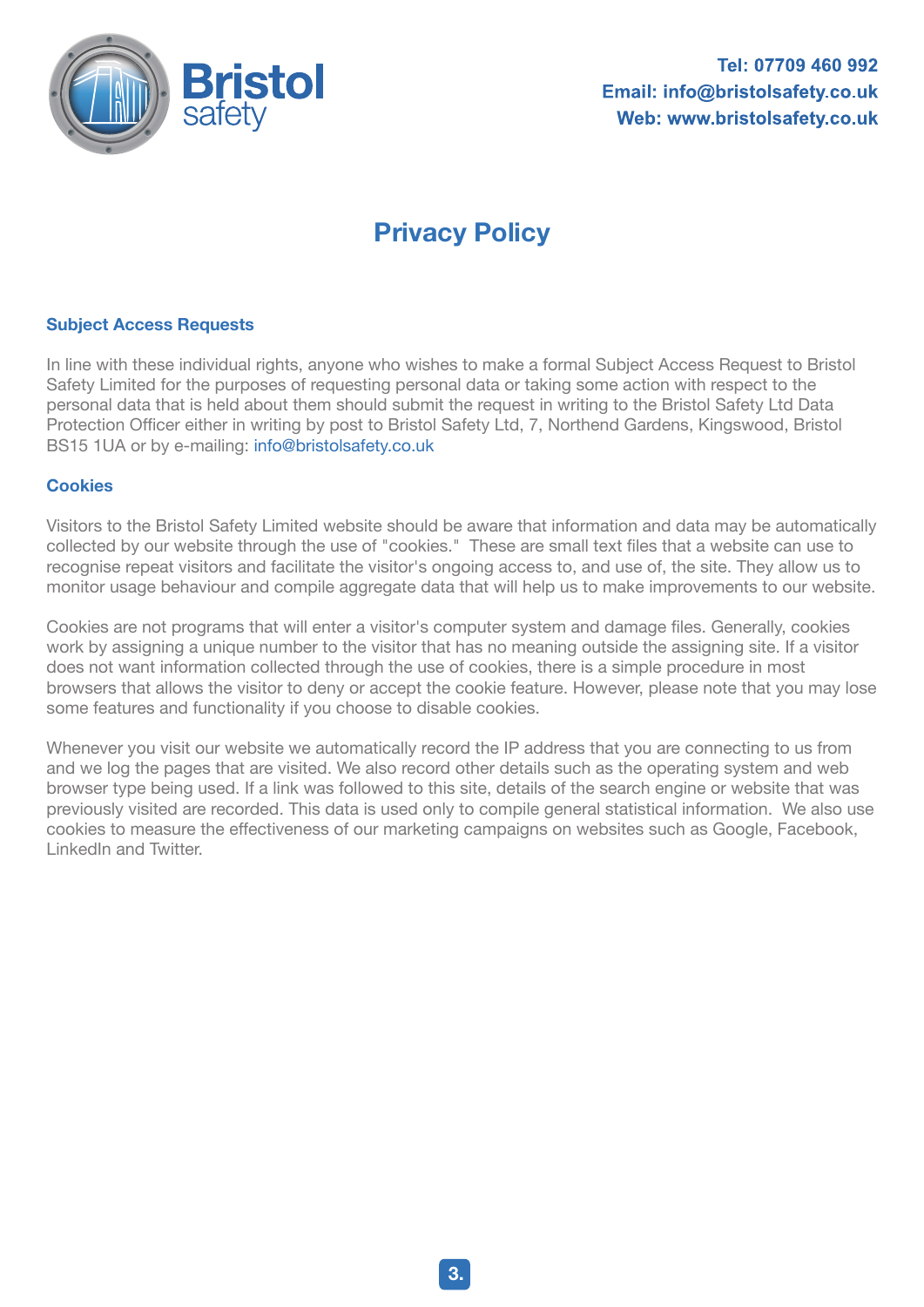# Privacy Policy

### Subject Access Requests

In line with these individual rights, anyone who wishes to make a formal Subject Access Request to Bristol Safety Limited for the purposes of requesting personal data or taking some action with respect to the personal data that is held about them should submit the request in writing to the Bristol Safety Ltd Data Protection Officer either in writing by post to Bristol Safety Ltd, 7, Northend Gardens, Kingswood, Bristol BS15 1UA or by e-mailing: info@bristolsafety.co.uk

### Cookies

Visitors to the Bristol Safety Limited website should be aware that information and data may be automatically collected by our website through the use of "cookies." These are small text files that a website can use to recognise repeat visitors and facilitate the visitor's ongoing access to, and use of, the site. They allow us to monitor usage behaviour and compile aggregate data that will help us to make improvements to our website.

Cookies are not programs that will enter a visitor's computer system and damage files. Generally, cookies work by assigning a unique number to the visitor that has no meaning outside the assigning site. If a visitor does not want information collected through the use of cookies, there is a simple procedure in most browsers that allows the visitor to deny or accept the cookie feature. However, please note that you may lose some features and functionality if you choose to disable cookies.

Whenever you visit our website we automatically record the IP address that you are connecting to us from and we log the pages that are visited. We also record other details such as the operating system and web browser type being used. If a link was followed to this site, details of the search engine or website that was previously visited are recorded. This data is used only to compile general statistical information. We also use cookies to measure the effectiveness of our marketing campaigns on websites such as Google, Facebook, LinkedIn and Twitter.